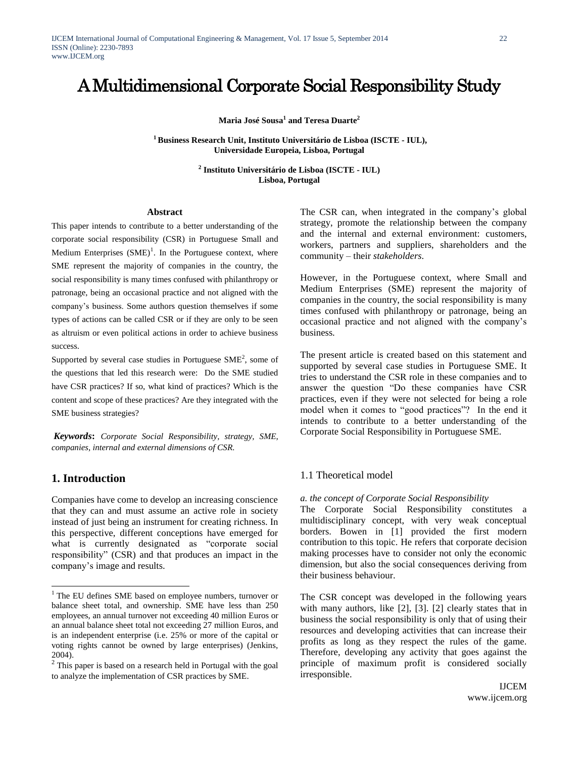# A Multidimensional Corporate Social Responsibility Study

**Maria José Sousa[1] and Teresa Duarte[2]**

**[1] Business Research Unit, Instituto Universitário de Lisboa (ISCTE - IUL), Universidade Europeia, Lisboa, Portugal**

**[2] Instituto Universitário de Lisboa (ISCTE - IUL) Lisboa, Portugal**

### Abstract

This paper intends to contribute to a better understanding of the corporate social responsibility (CSR) in Portuguese Small and Medium Enterprises (SME)[1]. In the Portuguese context, where SME represent the majority of companies in the country, the social responsibility is many times confused with philanthropy or patronage, being an occasional practice and not aligned with the company's business. Some authors question themselves if some types of actions can be called CSR or if they are only to be seen as altruism or even political actions in order to achieve business success.

Supported by several case studies in Portuguese SME[2], some of the questions that led this research were: Do the SME studied have CSR practices? If so, what kind of practices? Which is the content and scope of these practices? Are they integrated with the SME business strategies?

***Keywords*:** *Corporate Social Responsibility, strategy, SME, companies, internal and external dimensions of CSR.*

## 1. Introduction

Companies have come to develop an increasing conscience that they can and must assume an active role in society instead of just being an instrument for creating richness. In this perspective, different conceptions have emerged for what is currently designated as "corporate social responsibility" (CSR) and that produces an impact in the company's image and results.

The CSR can, when integrated in the company's global strategy, promote the relationship between the company and the internal and external environment: customers, workers, partners and suppliers, shareholders and the community – their *stakeholders*.

However, in the Portuguese context, where Small and Medium Enterprises (SME) represent the majority of companies in the country, the social responsibility is many times confused with philanthropy or patronage, being an occasional practice and not aligned with the company's business.

The present article is created based on this statement and supported by several case studies in Portuguese SME. It tries to understand the CSR role in these companies and to answer the question "Do these companies have CSR practices, even if they were not selected for being a role model when it comes to "good practices"? In the end it intends to contribute to a better understanding of the Corporate Social Responsibility in Portuguese SME.

### 1.1 Theoretical model

*a. the concept of Corporate Social Responsibility*

The Corporate Social Responsibility constitutes a multidisciplinary concept, with very weak conceptual borders. Bowen in [1] provided the first modern contribution to this topic. He refers that corporate decision making processes have to consider not only the economic dimension, but also the social consequences deriving from their business behaviour.

The CSR concept was developed in the following years with many authors, like [2], [3]. [2] clearly states that in business the social responsibility is only that of using their resources and developing activities that can increase their profits as long as they respect the rules of the game. Therefore, developing any activity that goes against the principle of maximum profit is considered socially irresponsible.

---

[1] The EU defines SME based on employee numbers, turnover or balance sheet total, and ownership. SME have less than 250 employees, an annual turnover not exceeding 40 million Euros or an annual balance sheet total not exceeding 27 million Euros, and is an independent enterprise (i.e. 25% or more of the capital or voting rights cannot be owned by large enterprises) (Jenkins, 2004).

[2] This paper is based on a research held in Portugal with the goal to analyze the implementation of CSR practices by SME.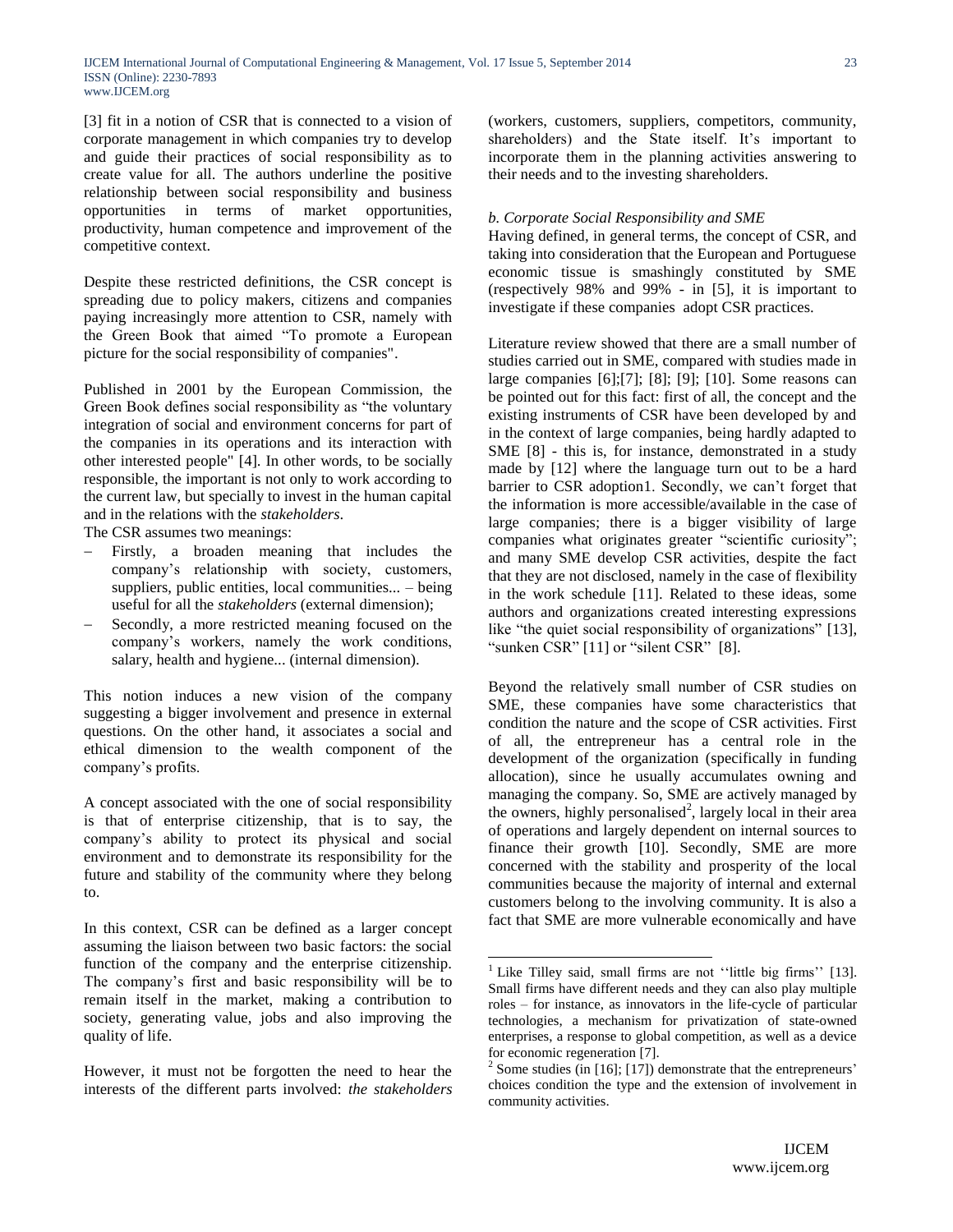[3] fit in a notion of CSR that is connected to a vision of corporate management in which companies try to develop and guide their practices of social responsibility as to create value for all. The authors underline the positive relationship between social responsibility and business opportunities in terms of market opportunities, productivity, human competence and improvement of the competitive context.

Despite these restricted definitions, the CSR concept is spreading due to policy makers, citizens and companies paying increasingly more attention to CSR, namely with the Green Book that aimed "To promote a European picture for the social responsibility of companies".

Published in 2001 by the European Commission, the Green Book defines social responsibility as "the voluntary integration of social and environment concerns for part of the companies in its operations and its interaction with other interested people" [4]. In other words, to be socially responsible, the important is not only to work according to the current law, but specially to invest in the human capital and in the relations with the *stakeholders*.

The CSR assumes two meanings:

- Firstly, a broaden meaning that includes the company's relationship with society, customers, suppliers, public entities, local communities... – being useful for all the *stakeholders* (external dimension);
- Secondly, a more restricted meaning focused on the company's workers, namely the work conditions, salary, health and hygiene... (internal dimension).

This notion induces a new vision of the company suggesting a bigger involvement and presence in external questions. On the other hand, it associates a social and ethical dimension to the wealth component of the company's profits.

A concept associated with the one of social responsibility is that of enterprise citizenship, that is to say, the company's ability to protect its physical and social environment and to demonstrate its responsibility for the future and stability of the community where they belong to.

In this context, CSR can be defined as a larger concept assuming the liaison between two basic factors: the social function of the company and the enterprise citizenship. The company's first and basic responsibility will be to remain itself in the market, making a contribution to society, generating value, jobs and also improving the quality of life.

However, it must not be forgotten the need to hear the interests of the different parts involved: *the stakeholders* (workers, customers, suppliers, competitors, community, shareholders) and the State itself. It's important to incorporate them in the planning activities answering to their needs and to the investing shareholders.

### *b. Corporate Social Responsibility and SME*

Having defined, in general terms, the concept of CSR, and taking into consideration that the European and Portuguese economic tissue is smashingly constituted by SME (respectively 98% and 99% - in [5], it is important to investigate if these companies adopt CSR practices.

Literature review showed that there are a small number of studies carried out in SME, compared with studies made in large companies [6];[7]; [8]; [9]; [10]. Some reasons can be pointed out for this fact: first of all, the concept and the existing instruments of CSR have been developed by and in the context of large companies, being hardly adapted to SME [8] - this is, for instance, demonstrated in a study made by [12] where the language turn out to be a hard barrier to CSR adoption[1]. Secondly, we can't forget that the information is more accessible/available in the case of large companies; there is a bigger visibility of large companies what originates greater "scientific curiosity"; and many SME develop CSR activities, despite the fact that they are not disclosed, namely in the case of flexibility in the work schedule [11]. Related to these ideas, some authors and organizations created interesting expressions like "the quiet social responsibility of organizations" [13], "sunken CSR" [11] or "silent CSR" [8].

Beyond the relatively small number of CSR studies on SME, these companies have some characteristics that condition the nature and the scope of CSR activities. First of all, the entrepreneur has a central role in the development of the organization (specifically in funding allocation), since he usually accumulates owning and managing the company. So, SME are actively managed by the owners, highly personalised[2], largely local in their area of operations and largely dependent on internal sources to finance their growth [10]. Secondly, SME are more concerned with the stability and prosperity of the local communities because the majority of internal and external customers belong to the involving community. It is also a fact that SME are more vulnerable economically and have

---

[1] Like Tilley said, small firms are not ''little big firms'' [13]. Small firms have different needs and they can also play multiple roles – for instance, as innovators in the life-cycle of particular technologies, a mechanism for privatization of state-owned enterprises, a response to global competition, as well as a device for economic regeneration [7].

[2] Some studies (in [16]; [17]) demonstrate that the entrepreneurs' choices condition the type and the extension of involvement in community activities.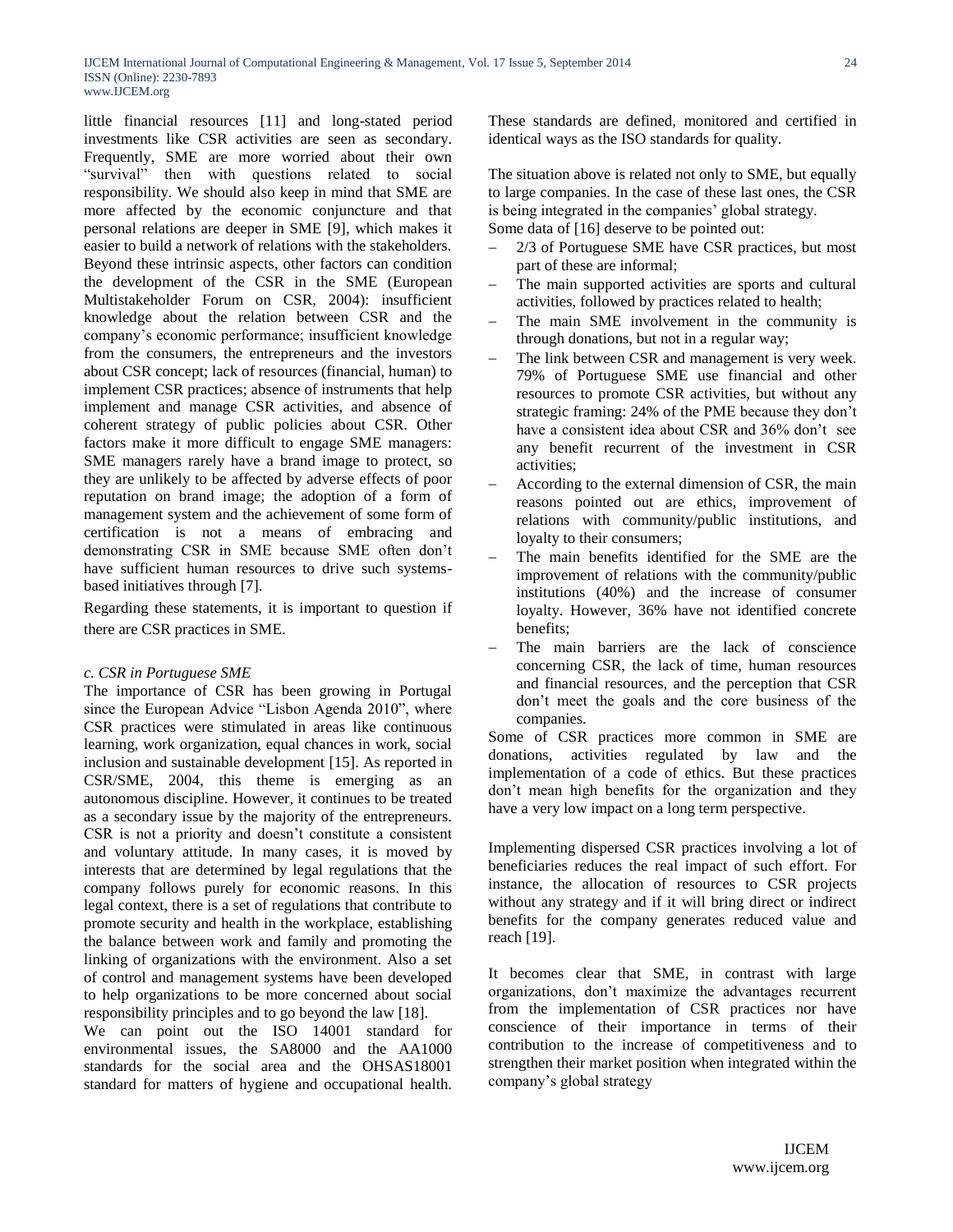little financial resources [11] and long-stated period investments like CSR activities are seen as secondary. Frequently, SME are more worried about their own "survival" then with questions related to social responsibility. We should also keep in mind that SME are more affected by the economic conjuncture and that personal relations are deeper in SME [9], which makes it easier to build a network of relations with the stakeholders. Beyond these intrinsic aspects, other factors can condition the development of the CSR in the SME (European Multistakeholder Forum on CSR, 2004): insufficient knowledge about the relation between CSR and the company's economic performance; insufficient knowledge from the consumers, the entrepreneurs and the investors about CSR concept; lack of resources (financial, human) to implement CSR practices; absence of instruments that help implement and manage CSR activities, and absence of coherent strategy of public policies about CSR. Other factors make it more difficult to engage SME managers: SME managers rarely have a brand image to protect, so they are unlikely to be affected by adverse effects of poor reputation on brand image; the adoption of a form of management system and the achievement of some form of certification is not a means of embracing and demonstrating CSR in SME because SME often don't have sufficient human resources to drive such systems-based initiatives through [7].

Regarding these statements, it is important to question if there are CSR practices in SME.

### *c. CSR in Portuguese SME*

The importance of CSR has been growing in Portugal since the European Advice "Lisbon Agenda 2010", where CSR practices were stimulated in areas like continuous learning, work organization, equal chances in work, social inclusion and sustainable development [15]. As reported in CSR/SME, 2004, this theme is emerging as an autonomous discipline. However, it continues to be treated as a secondary issue by the majority of the entrepreneurs. CSR is not a priority and doesn't constitute a consistent and voluntary attitude. In many cases, it is moved by interests that are determined by legal regulations that the company follows purely for economic reasons. In this legal context, there is a set of regulations that contribute to promote security and health in the workplace, establishing the balance between work and family and promoting the linking of organizations with the environment. Also a set of control and management systems have been developed to help organizations to be more concerned about social responsibility principles and to go beyond the law [18].

We can point out the ISO 14001 standard for environmental issues, the SA8000 and the AA1000 standards for the social area and the OHSAS18001 standard for matters of hygiene and occupational health. These standards are defined, monitored and certified in identical ways as the ISO standards for quality.

The situation above is related not only to SME, but equally to large companies. In the case of these last ones, the CSR is being integrated in the companies' global strategy.

Some data of [16] deserve to be pointed out:

- 2/3 of Portuguese SME have CSR practices, but most part of these are informal;
- The main supported activities are sports and cultural activities, followed by practices related to health;
- The main SME involvement in the community is through donations, but not in a regular way;
- The link between CSR and management is very week. 79% of Portuguese SME use financial and other resources to promote CSR activities, but without any strategic framing: 24% of the PME because they don't have a consistent idea about CSR and 36% don't see any benefit recurrent of the investment in CSR activities;
- According to the external dimension of CSR, the main reasons pointed out are ethics, improvement of relations with community/public institutions, and loyalty to their consumers;
- The main benefits identified for the SME are the improvement of relations with the community/public institutions (40%) and the increase of consumer loyalty. However, 36% have not identified concrete benefits;
- The main barriers are the lack of conscience concerning CSR, the lack of time, human resources and financial resources, and the perception that CSR don't meet the goals and the core business of the companies.

Some of CSR practices more common in SME are donations, activities regulated by law and the implementation of a code of ethics. But these practices don't mean high benefits for the organization and they have a very low impact on a long term perspective.

Implementing dispersed CSR practices involving a lot of beneficiaries reduces the real impact of such effort. For instance, the allocation of resources to CSR projects without any strategy and if it will bring direct or indirect benefits for the company generates reduced value and reach [19].

It becomes clear that SME, in contrast with large organizations, don't maximize the advantages recurrent from the implementation of CSR practices nor have conscience of their importance in terms of their contribution to the increase of competitiveness and to strengthen their market position when integrated within the company's global strategy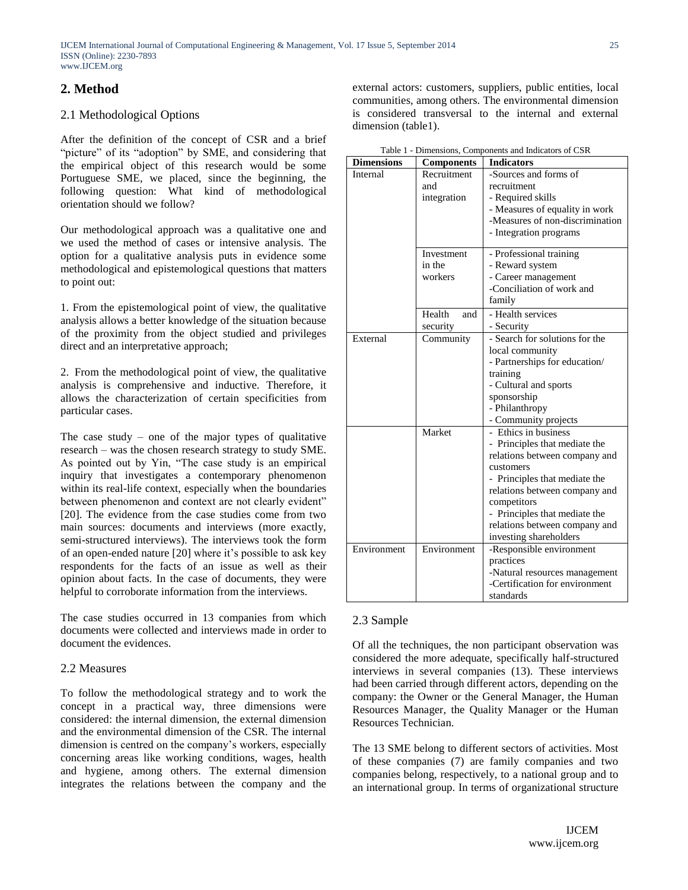## 2. Method

### 2.1 Methodological Options

After the definition of the concept of CSR and a brief "picture" of its "adoption" by SME, and considering that the empirical object of this research would be some Portuguese SME, we placed, since the beginning, the following question: What kind of methodological orientation should we follow?

Our methodological approach was a qualitative one and we used the method of cases or intensive analysis. The option for a qualitative analysis puts in evidence some methodological and epistemological questions that matters to point out:

1. From the epistemological point of view, the qualitative analysis allows a better knowledge of the situation because of the proximity from the object studied and privileges direct and an interpretative approach;

2. From the methodological point of view, the qualitative analysis is comprehensive and inductive. Therefore, it allows the characterization of certain specificities from particular cases.

The case study – one of the major types of qualitative research – was the chosen research strategy to study SME. As pointed out by Yin, "The case study is an empirical inquiry that investigates a contemporary phenomenon within its real-life context, especially when the boundaries between phenomenon and context are not clearly evident" [20]. The evidence from the case studies come from two main sources: documents and interviews (more exactly, semi-structured interviews). The interviews took the form of an open-ended nature [20] where it's possible to ask key respondents for the facts of an issue as well as their opinion about facts. In the case of documents, they were helpful to corroborate information from the interviews.

The case studies occurred in 13 companies from which documents were collected and interviews made in order to document the evidences.

### 2.2 Measures

To follow the methodological strategy and to work the concept in a practical way, three dimensions were considered: the internal dimension, the external dimension and the environmental dimension of the CSR. The internal dimension is centred on the company's workers, especially concerning areas like working conditions, wages, health and hygiene, among others. The external dimension integrates the relations between the company and the external actors: customers, suppliers, public entities, local communities, among others. The environmental dimension is considered transversal to the internal and external dimension (table1).

Table 1 - Dimensions, Components and Indicators of CSR

| Dimensions | Components | Indicators |
|---|---|---|
| Internal | Recruitment and integration | -Sources and forms of recruitment<br>- Required skills<br>- Measures of equality in work<br>-Measures of non-discrimination<br>- Integration programs |
| | Investment in the workers | - Professional training<br>- Reward system<br>- Career management<br>-Conciliation of work and family |
| | Health and security | - Health services<br>- Security |
| External | Community | - Search for solutions for the local community<br>- Partnerships for education/ training<br>- Cultural and sports sponsorship<br>- Philanthropy<br>- Community projects |
| | Market | - Ethics in business<br>- Principles that mediate the relations between company and customers<br>- Principles that mediate the relations between company and competitors<br>- Principles that mediate the relations between company and investing shareholders |
| Environment | Environment | -Responsible environment practices<br>-Natural resources management<br>-Certification for environment standards |

### 2.3 Sample

Of all the techniques, the non participant observation was considered the more adequate, specifically half-structured interviews in several companies (13). These interviews had been carried through different actors, depending on the company: the Owner or the General Manager, the Human Resources Manager, the Quality Manager or the Human Resources Technician.

The 13 SME belong to different sectors of activities. Most of these companies (7) are family companies and two companies belong, respectively, to a national group and to an international group. In terms of organizational structure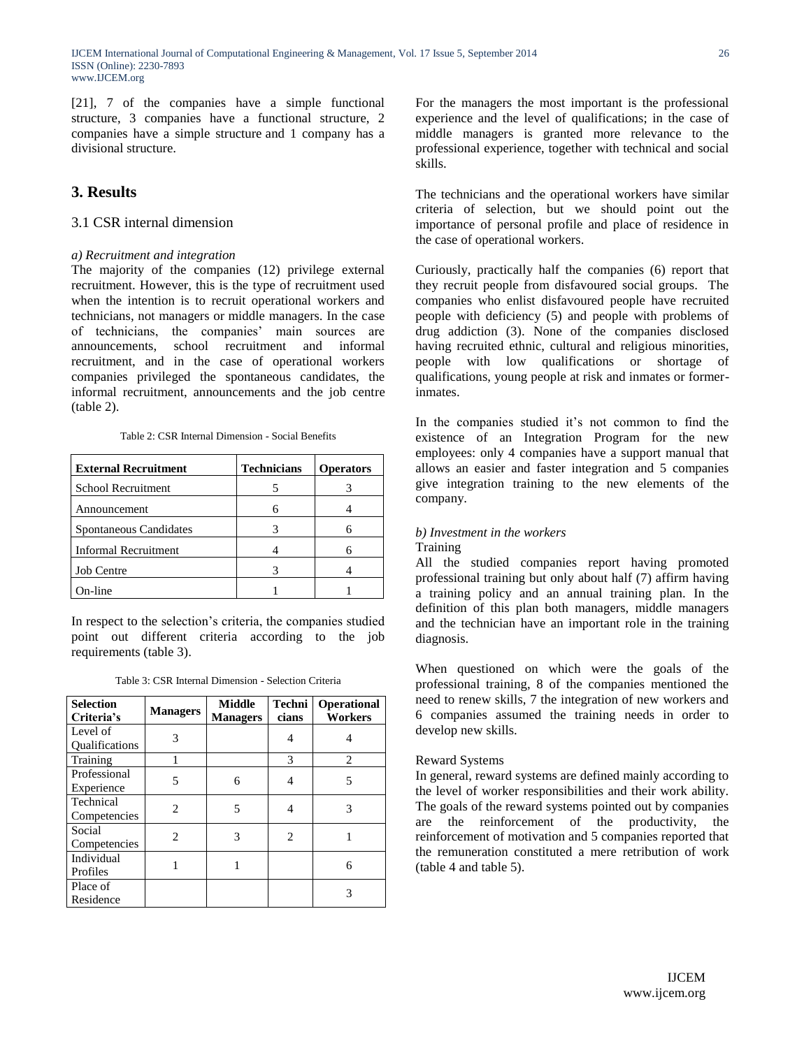[21], 7 of the companies have a simple functional structure, 3 companies have a functional structure, 2 companies have a simple structure and 1 company has a divisional structure.

## 3. Results

### 3.1 CSR internal dimension

*a) Recruitment and integration*

The majority of the companies (12) privilege external recruitment. However, this is the type of recruitment used when the intention is to recruit operational workers and technicians, not managers or middle managers. In the case of technicians, the companies' main sources are announcements, school recruitment and informal recruitment, and in the case of operational workers companies privileged the spontaneous candidates, the informal recruitment, announcements and the job centre (table 2).

Table 2: CSR Internal Dimension - Social Benefits

| External Recruitment | Technicians | Operators |
|---|---|---|
| School Recruitment | 5 | 3 |
| Announcement | 6 | 4 |
| Spontaneous Candidates | 3 | 6 |
| Informal Recruitment | 4 | 6 |
| Job Centre | 3 | 4 |
| On-line | 1 | 1 |

In respect to the selection's criteria, the companies studied point out different criteria according to the job requirements (table 3).

Table 3: CSR Internal Dimension - Selection Criteria

| Selection Criteria's | Managers | Middle Managers | Technicians | Operational Workers |
|---|---|---|---|---|
| Level of Qualifications | 3 | | 4 | 4 |
| Training | 1 | | 3 | 2 |
| Professional Experience | 5 | 6 | 4 | 5 |
| Technical Competencies | 2 | 5 | 4 | 3 |
| Social Competencies | 2 | 3 | 2 | 1 |
| Individual Profiles | 1 | 1 | | 6 |
| Place of Residence | | | | 3 |

For the managers the most important is the professional experience and the level of qualifications; in the case of middle managers is granted more relevance to the professional experience, together with technical and social skills.

The technicians and the operational workers have similar criteria of selection, but we should point out the importance of personal profile and place of residence in the case of operational workers.

Curiously, practically half the companies (6) report that they recruit people from disfavoured social groups. The companies who enlist disfavoured people have recruited people with deficiency (5) and people with problems of drug addiction (3). None of the companies disclosed having recruited ethnic, cultural and religious minorities, people with low qualifications or shortage of qualifications, young people at risk and inmates or former-inmates.

In the companies studied it's not common to find the existence of an Integration Program for the new employees: only 4 companies have a support manual that allows an easier and faster integration and 5 companies give integration training to the new elements of the company.

*b) Investment in the workers*

Training

All the studied companies report having promoted professional training but only about half (7) affirm having a training policy and an annual training plan. In the definition of this plan both managers, middle managers and the technician have an important role in the training diagnosis.

When questioned on which were the goals of the professional training, 8 of the companies mentioned the need to renew skills, 7 the integration of new workers and 6 companies assumed the training needs in order to develop new skills.

Reward Systems

In general, reward systems are defined mainly according to the level of worker responsibilities and their work ability. The goals of the reward systems pointed out by companies are the reinforcement of the productivity, the reinforcement of motivation and 5 companies reported that the remuneration constituted a mere retribution of work (table 4 and table 5).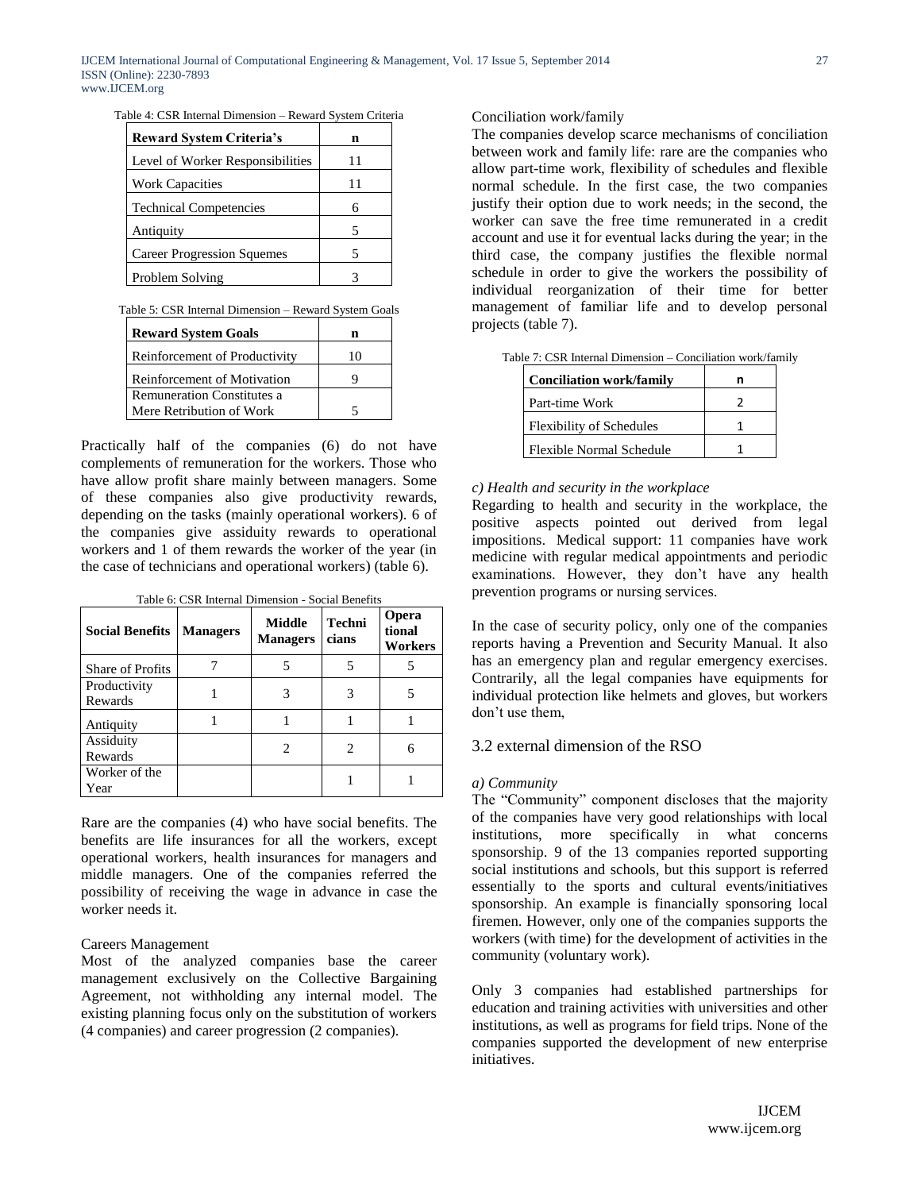Table 4: CSR Internal Dimension – Reward System Criteria

| Reward System Criteria's | n |
|---|---|
| Level of Worker Responsibilities | 11 |
| Work Capacities | 11 |
| Technical Competencies | 6 |
| Antiquity | 5 |
| Career Progression Squemes | 5 |
| Problem Solving | 3 |

Table 5: CSR Internal Dimension – Reward System Goals

| Reward System Goals | n |
|---|---|
| Reinforcement of Productivity | 10 |
| Reinforcement of Motivation | 9 |
| Remuneration Constitutes a Mere Retribution of Work | 5 |

Practically half of the companies (6) do not have complements of remuneration for the workers. Those who have allow profit share mainly between managers. Some of these companies also give productivity rewards, depending on the tasks (mainly operational workers). 6 of the companies give assiduity rewards to operational workers and 1 of them rewards the worker of the year (in the case of technicians and operational workers) (table 6).

Table 6: CSR Internal Dimension - Social Benefits

| Social Benefits | Managers | Middle Managers | Technicians | Operational Workers |
|---|---|---|---|---|
| Share of Profits | 7 | 5 | 5 | 5 |
| Productivity Rewards | 1 | 3 | 3 | 5 |
| Antiquity | 1 | 1 | 1 | 1 |
| Assiduity Rewards | | 2 | 2 | 6 |
| Worker of the Year | | | 1 | 1 |

Rare are the companies (4) who have social benefits. The benefits are life insurances for all the workers, except operational workers, health insurances for managers and middle managers. One of the companies referred the possibility of receiving the wage in advance in case the worker needs it.

Careers Management

Most of the analyzed companies base the career management exclusively on the Collective Bargaining Agreement, not withholding any internal model. The existing planning focus only on the substitution of workers (4 companies) and career progression (2 companies).

Conciliation work/family

The companies develop scarce mechanisms of conciliation between work and family life: rare are the companies who allow part-time work, flexibility of schedules and flexible normal schedule. In the first case, the two companies justify their option due to work needs; in the second, the worker can save the free time remunerated in a credit account and use it for eventual lacks during the year; in the third case, the company justifies the flexible normal schedule in order to give the workers the possibility of individual reorganization of their time for better management of familiar life and to develop personal projects (table 7).

Table 7: CSR Internal Dimension – Conciliation work/family

| Conciliation work/family | n |
|---|---|
| Part-time Work | 2 |
| Flexibility of Schedules | 1 |
| Flexible Normal Schedule | 1 |

*c) Health and security in the workplace*

Regarding to health and security in the workplace, the positive aspects pointed out derived from legal impositions. Medical support: 11 companies have work medicine with regular medical appointments and periodic examinations. However, they don't have any health prevention programs or nursing services.

In the case of security policy, only one of the companies reports having a Prevention and Security Manual. It also has an emergency plan and regular emergency exercises. Contrarily, all the legal companies have equipments for individual protection like helmets and gloves, but workers don't use them,

## 3.2 external dimension of the RSO

*a) Community*

The "Community" component discloses that the majority of the companies have very good relationships with local institutions, more specifically in what concerns sponsorship. 9 of the 13 companies reported supporting social institutions and schools, but this support is referred essentially to the sports and cultural events/initiatives sponsorship. An example is financially sponsoring local firemen. However, only one of the companies supports the workers (with time) for the development of activities in the community (voluntary work).

Only 3 companies had established partnerships for education and training activities with universities and other institutions, as well as programs for field trips. None of the companies supported the development of new enterprise initiatives.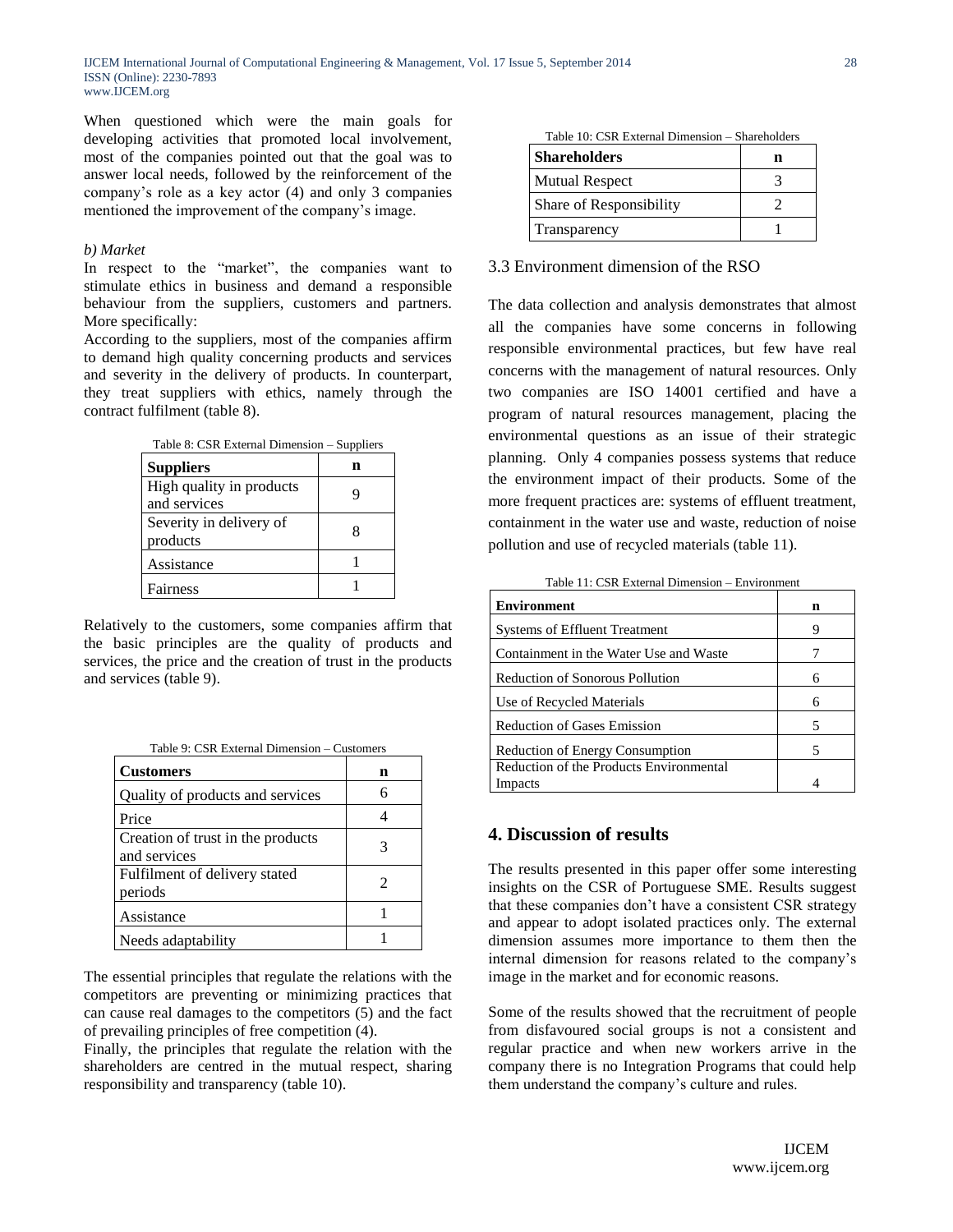When questioned which were the main goals for developing activities that promoted local involvement, most of the companies pointed out that the goal was to answer local needs, followed by the reinforcement of the company's role as a key actor (4) and only 3 companies mentioned the improvement of the company's image.

*b) Market*

In respect to the "market", the companies want to stimulate ethics in business and demand a responsible behaviour from the suppliers, customers and partners. More specifically:

According to the suppliers, most of the companies affirm to demand high quality concerning products and services and severity in the delivery of products. In counterpart, they treat suppliers with ethics, namely through the contract fulfilment (table 8).

Table 8: CSR External Dimension – Suppliers

| **Suppliers** | **n** |
|---|---|
| High quality in products and services | 9 |
| Severity in delivery of products | 8 |
| Assistance | 1 |
| Fairness | 1 |

Relatively to the customers, some companies affirm that the basic principles are the quality of products and services, the price and the creation of trust in the products and services (table 9).

Table 9: CSR External Dimension – Customers

| **Customers** | **n** |
|---|---|
| Quality of products and services | 6 |
| Price | 4 |
| Creation of trust in the products and services | 3 |
| Fulfilment of delivery stated periods | 2 |
| Assistance | 1 |
| Needs adaptability | 1 |

The essential principles that regulate the relations with the competitors are preventing or minimizing practices that can cause real damages to the competitors (5) and the fact of prevailing principles of free competition (4).

Finally, the principles that regulate the relation with the shareholders are centred in the mutual respect, sharing responsibility and transparency (table 10).

Table 10: CSR External Dimension – Shareholders

| **Shareholders** | **n** |
|---|---|
| Mutual Respect | 3 |
| Share of Responsibility | 2 |
| Transparency | 1 |

### 3.3 Environment dimension of the RSO

The data collection and analysis demonstrates that almost all the companies have some concerns in following responsible environmental practices, but few have real concerns with the management of natural resources. Only two companies are ISO 14001 certified and have a program of natural resources management, placing the environmental questions as an issue of their strategic planning. Only 4 companies possess systems that reduce the environment impact of their products. Some of the more frequent practices are: systems of effluent treatment, containment in the water use and waste, reduction of noise pollution and use of recycled materials (table 11).

Table 11: CSR External Dimension – Environment

| **Environment** | **n** |
|---|---|
| Systems of Effluent Treatment | 9 |
| Containment in the Water Use and Waste | 7 |
| Reduction of Sonorous Pollution | 6 |
| Use of Recycled Materials | 6 |
| Reduction of Gases Emission | 5 |
| Reduction of Energy Consumption | 5 |
| Reduction of the Products Environmental Impacts | 4 |

## 4. Discussion of results

The results presented in this paper offer some interesting insights on the CSR of Portuguese SME. Results suggest that these companies don't have a consistent CSR strategy and appear to adopt isolated practices only. The external dimension assumes more importance to them then the internal dimension for reasons related to the company's image in the market and for economic reasons.

Some of the results showed that the recruitment of people from disfavoured social groups is not a consistent and regular practice and when new workers arrive in the company there is no Integration Programs that could help them understand the company's culture and rules.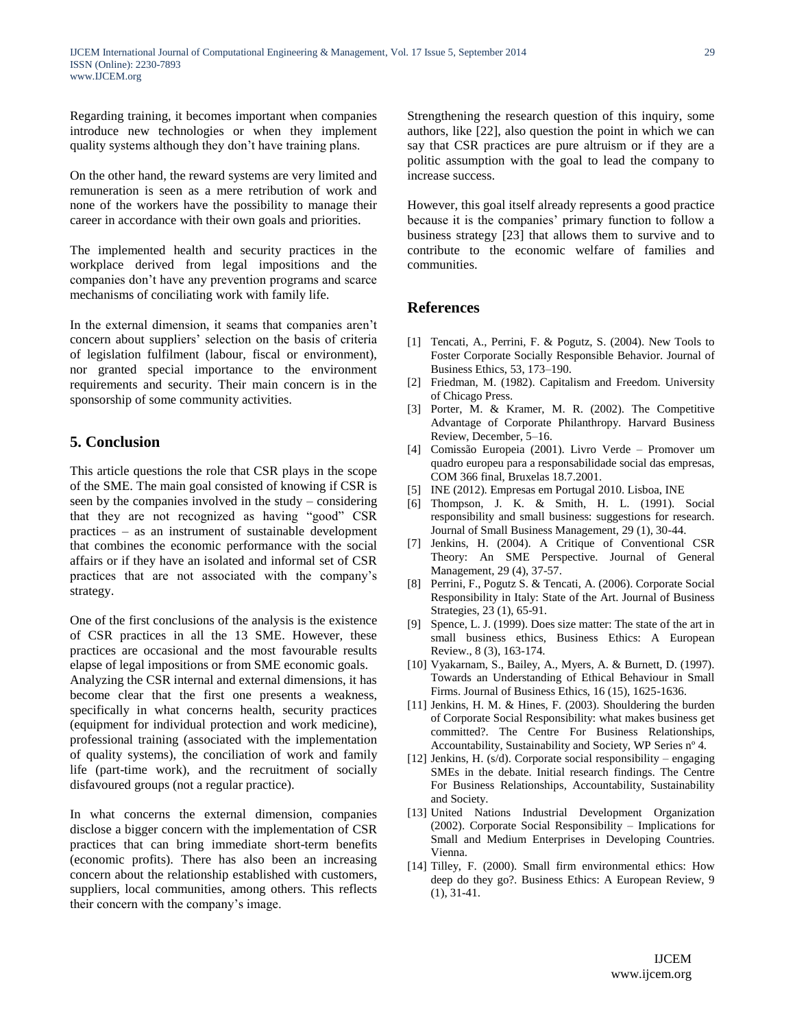Regarding training, it becomes important when companies introduce new technologies or when they implement quality systems although they don't have training plans.

On the other hand, the reward systems are very limited and remuneration is seen as a mere retribution of work and none of the workers have the possibility to manage their career in accordance with their own goals and priorities.

The implemented health and security practices in the workplace derived from legal impositions and the companies don't have any prevention programs and scarce mechanisms of conciliating work with family life.

In the external dimension, it seams that companies aren't concern about suppliers' selection on the basis of criteria of legislation fulfilment (labour, fiscal or environment), nor granted special importance to the environment requirements and security. Their main concern is in the sponsorship of some community activities.

## 5. Conclusion

This article questions the role that CSR plays in the scope of the SME. The main goal consisted of knowing if CSR is seen by the companies involved in the study – considering that they are not recognized as having "good" CSR practices – as an instrument of sustainable development that combines the economic performance with the social affairs or if they have an isolated and informal set of CSR practices that are not associated with the company's strategy.

One of the first conclusions of the analysis is the existence of CSR practices in all the 13 SME. However, these practices are occasional and the most favourable results elapse of legal impositions or from SME economic goals. Analyzing the CSR internal and external dimensions, it has become clear that the first one presents a weakness, specifically in what concerns health, security practices (equipment for individual protection and work medicine), professional training (associated with the implementation of quality systems), the conciliation of work and family life (part-time work), and the recruitment of socially disfavoured groups (not a regular practice).

In what concerns the external dimension, companies disclose a bigger concern with the implementation of CSR practices that can bring immediate short-term benefits (economic profits). There has also been an increasing concern about the relationship established with customers, suppliers, local communities, among others. This reflects their concern with the company's image.

Strengthening the research question of this inquiry, some authors, like [22], also question the point in which we can say that CSR practices are pure altruism or if they are a politic assumption with the goal to lead the company to increase success.

However, this goal itself already represents a good practice because it is the companies' primary function to follow a business strategy [23] that allows them to survive and to contribute to the economic welfare of families and communities.

## References

[1] Tencati, A., Perrini, F. & Pogutz, S. (2004). New Tools to Foster Corporate Socially Responsible Behavior. Journal of Business Ethics, 53, 173–190.

[2] Friedman, M. (1982). Capitalism and Freedom. University of Chicago Press.

[3] Porter, M. & Kramer, M. R. (2002). The Competitive Advantage of Corporate Philanthropy. Harvard Business Review, December, 5–16.

[4] Comissão Europeia (2001). Livro Verde – Promover um quadro europeu para a responsabilidade social das empresas, COM 366 final, Bruxelas 18.7.2001.

[5] INE (2012). Empresas em Portugal 2010. Lisboa, INE

[6] Thompson, J. K. & Smith, H. L. (1991). Social responsibility and small business: suggestions for research. Journal of Small Business Management, 29 (1), 30-44.

[7] Jenkins, H. (2004). A Critique of Conventional CSR Theory: An SME Perspective. Journal of General Management, 29 (4), 37-57.

[8] Perrini, F., Pogutz S. & Tencati, A. (2006). Corporate Social Responsibility in Italy: State of the Art. Journal of Business Strategies, 23 (1), 65-91.

[9] Spence, L. J. (1999). Does size matter: The state of the art in small business ethics, Business Ethics: A European Review., 8 (3), 163-174.

[10] Vyakarnam, S., Bailey, A., Myers, A. & Burnett, D. (1997). Towards an Understanding of Ethical Behaviour in Small Firms. Journal of Business Ethics, 16 (15), 1625-1636.

[11] Jenkins, H. M. & Hines, F. (2003). Shouldering the burden of Corporate Social Responsibility: what makes business get committed?. The Centre For Business Relationships, Accountability, Sustainability and Society, WP Series nº 4.

[12] Jenkins, H. (s/d). Corporate social responsibility – engaging SMEs in the debate. Initial research findings. The Centre For Business Relationships, Accountability, Sustainability and Society.

[13] United Nations Industrial Development Organization (2002). Corporate Social Responsibility – Implications for Small and Medium Enterprises in Developing Countries. Vienna.

[14] Tilley, F. (2000). Small firm environmental ethics: How deep do they go?. Business Ethics: A European Review, 9 (1), 31-41.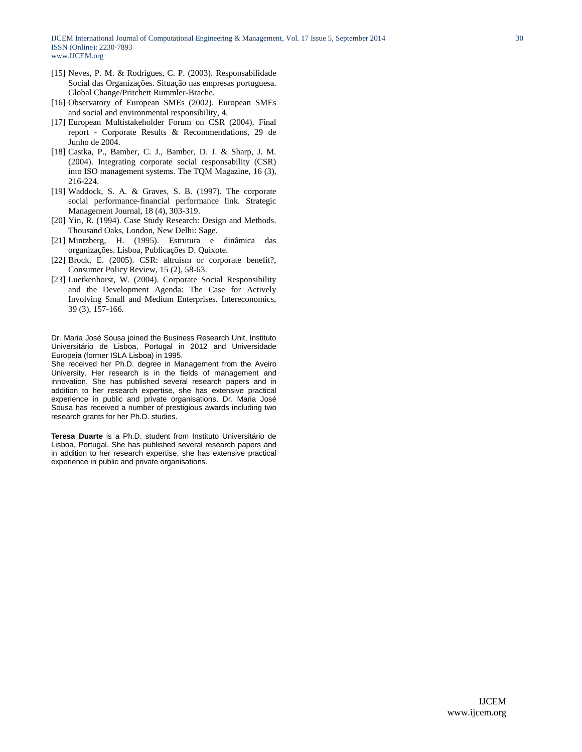[15] Neves, P. M. & Rodrigues, C. P. (2003). Responsabilidade Social das Organizações. Situação nas empresas portuguesa. Global Change/Pritchett Rummler-Brache.

[16] Observatory of European SMEs (2002). European SMEs and social and environmental responsibility, 4.

[17] European Multistakeholder Forum on CSR (2004). Final report - Corporate Results & Recommendations, 29 de Junho de 2004.

[18] Castka, P., Bamber, C. J., Bamber, D. J. & Sharp, J. M. (2004). Integrating corporate social responsability (CSR) into ISO management systems. The TQM Magazine, 16 (3), 216-224.

[19] Waddock, S. A. & Graves, S. B. (1997). The corporate social performance-financial performance link. Strategic Management Journal, 18 (4), 303-319.

[20] Yin, R. (1994). Case Study Research: Design and Methods. Thousand Oaks, London, New Delhi: Sage.

[21] Mintzberg, H. (1995). Estrutura e dinâmica das organizações. Lisboa, Publicações D. Quixote.

[22] Brock, E. (2005). CSR: altruism or corporate benefit?, Consumer Policy Review, 15 (2), 58-63.

[23] Luetkenhorst, W. (2004). Corporate Social Responsibility and the Development Agenda: The Case for Actively Involving Small and Medium Enterprises. Intereconomics, 39 (3), 157-166.

Dr. Maria José Sousa joined the Business Research Unit, Instituto Universitário de Lisboa, Portugal in 2012 and Universidade Europeia (former ISLA Lisboa) in 1995.
She received her Ph.D. degree in Management from the Aveiro University. Her research is in the fields of management and innovation. She has published several research papers and in addition to her research expertise, she has extensive practical experience in public and private organisations. Dr. Maria José Sousa has received a number of prestigious awards including two research grants for her Ph.D. studies.

**Teresa Duarte** is a Ph.D. student from Instituto Universitário de Lisboa, Portugal. She has published several research papers and in addition to her research expertise, she has extensive practical experience in public and private organisations.